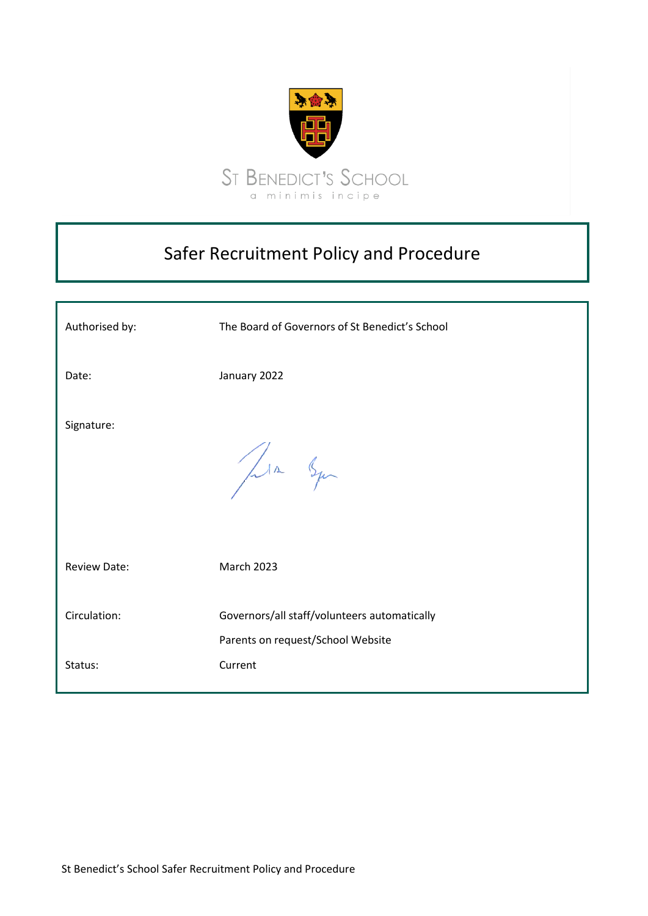ST BENEDICT'S SCHOOL

a minimis incipe

# Safer Recruitment Policy and Procedure

| | |
|---|---|
| Authorised by: | The Board of Governors of St Benedict's School |
| Date: | January 2022 |
| Signature: | |
| Review Date: | March 2023 |
| Circulation: | Governors/all staff/volunteers automatically<br>Parents on request/School Website |
| Status: | Current |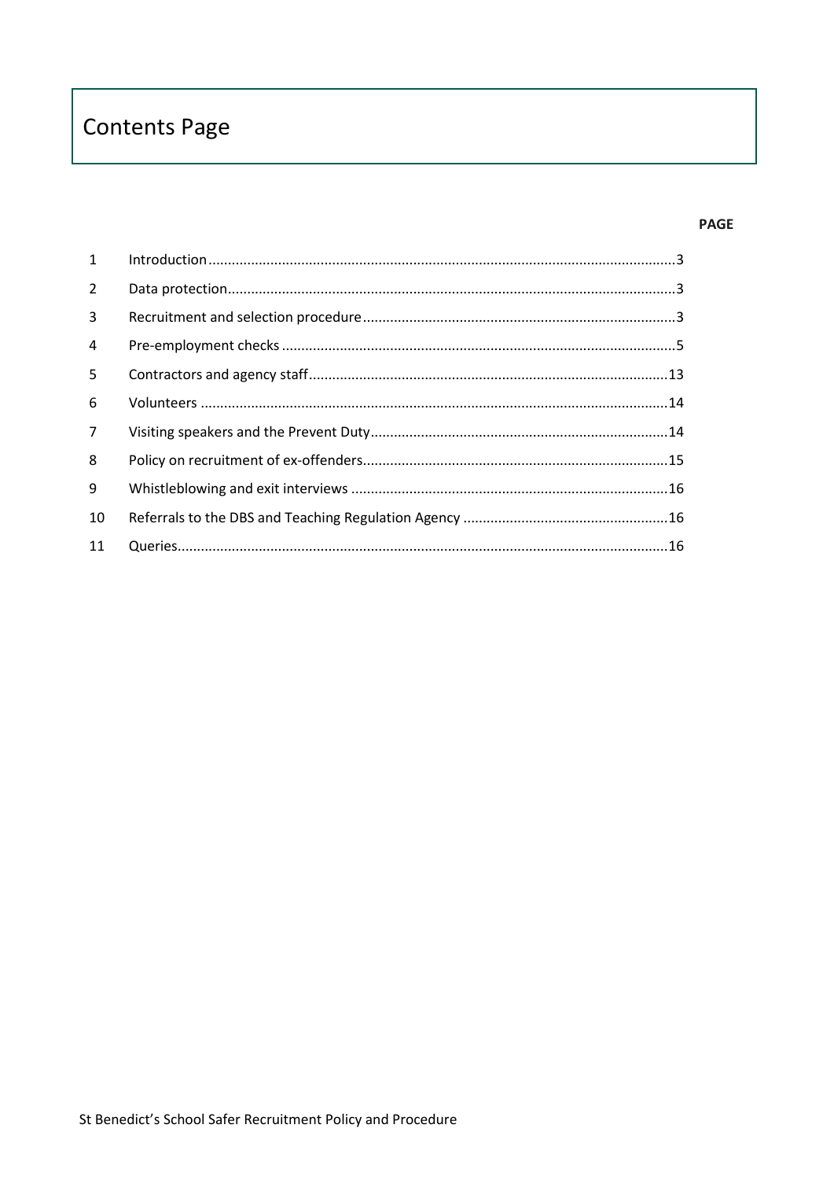# Contents Page

| | | PAGE |
|---|---|---|
| 1 | Introduction | 3 |
| 2 | Data protection | 3 |
| 3 | Recruitment and selection procedure | 3 |
| 4 | Pre-employment checks | 5 |
| 5 | Contractors and agency staff | 13 |
| 6 | Volunteers | 14 |
| 7 | Visiting speakers and the Prevent Duty | 14 |
| 8 | Policy on recruitment of ex-offenders | 15 |
| 9 | Whistleblowing and exit interviews | 16 |
| 10 | Referrals to the DBS and Teaching Regulation Agency | 16 |
| 11 | Queries | 16 |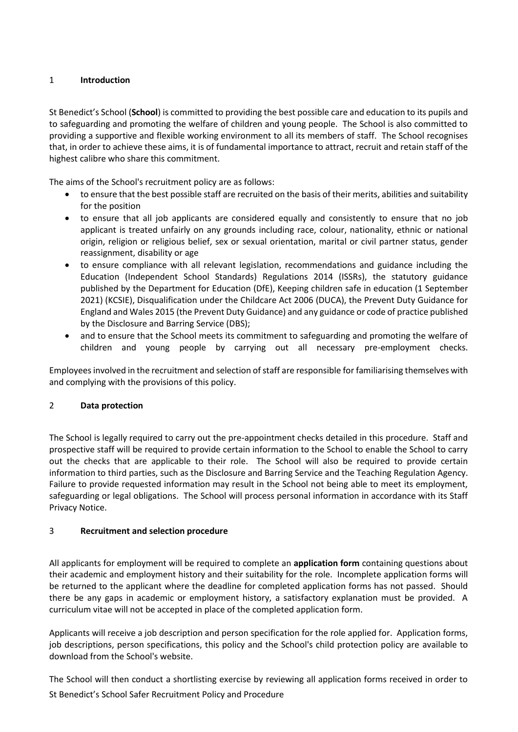## 1 Introduction

St Benedict's School (**School**) is committed to providing the best possible care and education to its pupils and to safeguarding and promoting the welfare of children and young people. The School is also committed to providing a supportive and flexible working environment to all its members of staff. The School recognises that, in order to achieve these aims, it is of fundamental importance to attract, recruit and retain staff of the highest calibre who share this commitment.

The aims of the School's recruitment policy are as follows:

- to ensure that the best possible staff are recruited on the basis of their merits, abilities and suitability for the position
- to ensure that all job applicants are considered equally and consistently to ensure that no job applicant is treated unfairly on any grounds including race, colour, nationality, ethnic or national origin, religion or religious belief, sex or sexual orientation, marital or civil partner status, gender reassignment, disability or age
- to ensure compliance with all relevant legislation, recommendations and guidance including the Education (Independent School Standards) Regulations 2014 (ISSRs), the statutory guidance published by the Department for Education (DfE), Keeping children safe in education (1 September 2021) (KCSIE), Disqualification under the Childcare Act 2006 (DUCA), the Prevent Duty Guidance for England and Wales 2015 (the Prevent Duty Guidance) and any guidance or code of practice published by the Disclosure and Barring Service (DBS);
- and to ensure that the School meets its commitment to safeguarding and promoting the welfare of children and young people by carrying out all necessary pre-employment checks.

Employees involved in the recruitment and selection of staff are responsible for familiarising themselves with and complying with the provisions of this policy.

## 2 Data protection

The School is legally required to carry out the pre-appointment checks detailed in this procedure. Staff and prospective staff will be required to provide certain information to the School to enable the School to carry out the checks that are applicable to their role. The School will also be required to provide certain information to third parties, such as the Disclosure and Barring Service and the Teaching Regulation Agency. Failure to provide requested information may result in the School not being able to meet its employment, safeguarding or legal obligations. The School will process personal information in accordance with its Staff Privacy Notice.

## 3 Recruitment and selection procedure

All applicants for employment will be required to complete an **application form** containing questions about their academic and employment history and their suitability for the role. Incomplete application forms will be returned to the applicant where the deadline for completed application forms has not passed. Should there be any gaps in academic or employment history, a satisfactory explanation must be provided. A curriculum vitae will not be accepted in place of the completed application form.

Applicants will receive a job description and person specification for the role applied for. Application forms, job descriptions, person specifications, this policy and the School's child protection policy are available to download from the School's website.

The School will then conduct a shortlisting exercise by reviewing all application forms received in order to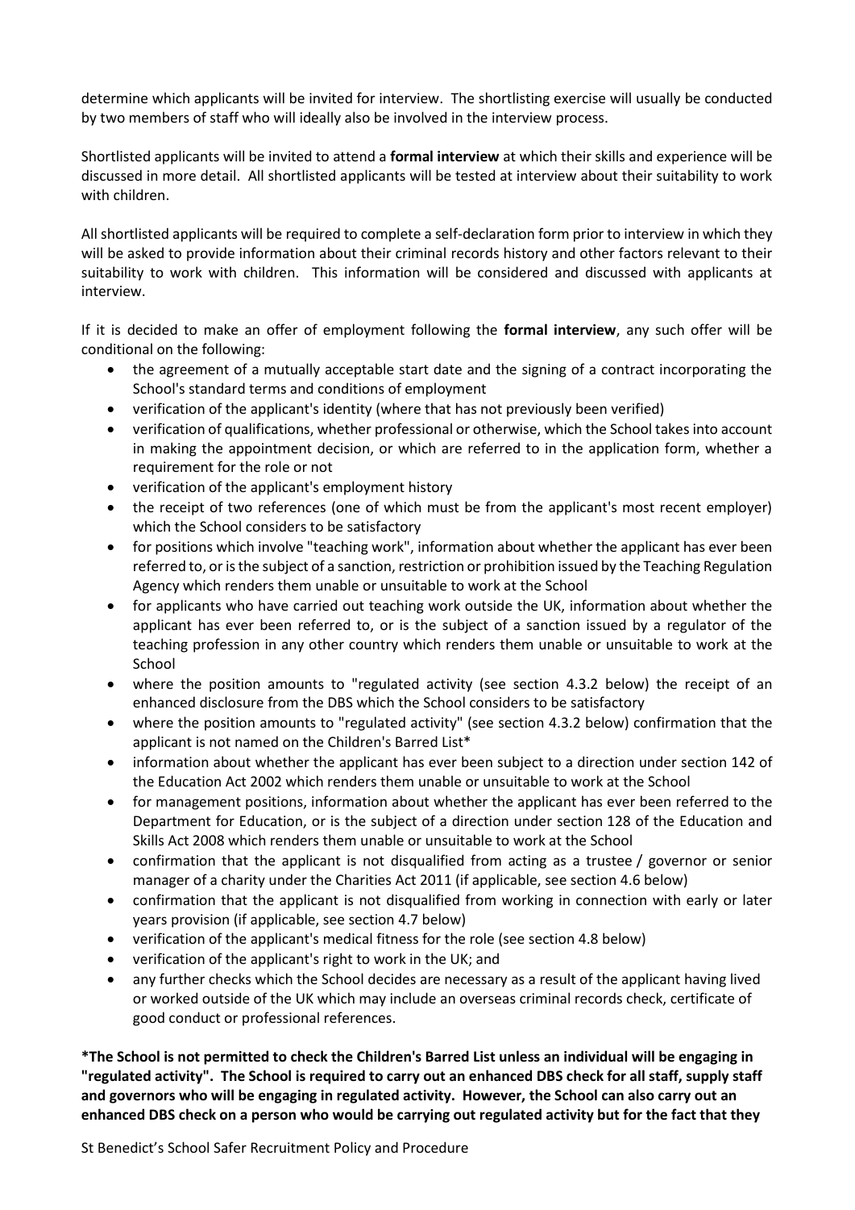determine which applicants will be invited for interview. The shortlisting exercise will usually be conducted by two members of staff who will ideally also be involved in the interview process.

Shortlisted applicants will be invited to attend a **formal interview** at which their skills and experience will be discussed in more detail. All shortlisted applicants will be tested at interview about their suitability to work with children.

All shortlisted applicants will be required to complete a self-declaration form prior to interview in which they will be asked to provide information about their criminal records history and other factors relevant to their suitability to work with children. This information will be considered and discussed with applicants at interview.

If it is decided to make an offer of employment following the **formal interview**, any such offer will be conditional on the following:

- the agreement of a mutually acceptable start date and the signing of a contract incorporating the School's standard terms and conditions of employment
- verification of the applicant's identity (where that has not previously been verified)
- verification of qualifications, whether professional or otherwise, which the School takes into account in making the appointment decision, or which are referred to in the application form, whether a requirement for the role or not
- verification of the applicant's employment history
- the receipt of two references (one of which must be from the applicant's most recent employer) which the School considers to be satisfactory
- for positions which involve "teaching work", information about whether the applicant has ever been referred to, or is the subject of a sanction, restriction or prohibition issued by the Teaching Regulation Agency which renders them unable or unsuitable to work at the School
- for applicants who have carried out teaching work outside the UK, information about whether the applicant has ever been referred to, or is the subject of a sanction issued by a regulator of the teaching profession in any other country which renders them unable or unsuitable to work at the School
- where the position amounts to "regulated activity (see section 4.3.2 below) the receipt of an enhanced disclosure from the DBS which the School considers to be satisfactory
- where the position amounts to "regulated activity" (see section 4.3.2 below) confirmation that the applicant is not named on the Children's Barred List*
- information about whether the applicant has ever been subject to a direction under section 142 of the Education Act 2002 which renders them unable or unsuitable to work at the School
- for management positions, information about whether the applicant has ever been referred to the Department for Education, or is the subject of a direction under section 128 of the Education and Skills Act 2008 which renders them unable or unsuitable to work at the School
- confirmation that the applicant is not disqualified from acting as a trustee / governor or senior manager of a charity under the Charities Act 2011 (if applicable, see section 4.6 below)
- confirmation that the applicant is not disqualified from working in connection with early or later years provision (if applicable, see section 4.7 below)
- verification of the applicant's medical fitness for the role (see section 4.8 below)
- verification of the applicant's right to work in the UK; and
- any further checks which the School decides are necessary as a result of the applicant having lived or worked outside of the UK which may include an overseas criminal records check, certificate of good conduct or professional references.

**\*The School is not permitted to check the Children's Barred List unless an individual will be engaging in "regulated activity". The School is required to carry out an enhanced DBS check for all staff, supply staff and governors who will be engaging in regulated activity. However, the School can also carry out an enhanced DBS check on a person who would be carrying out regulated activity but for the fact that they**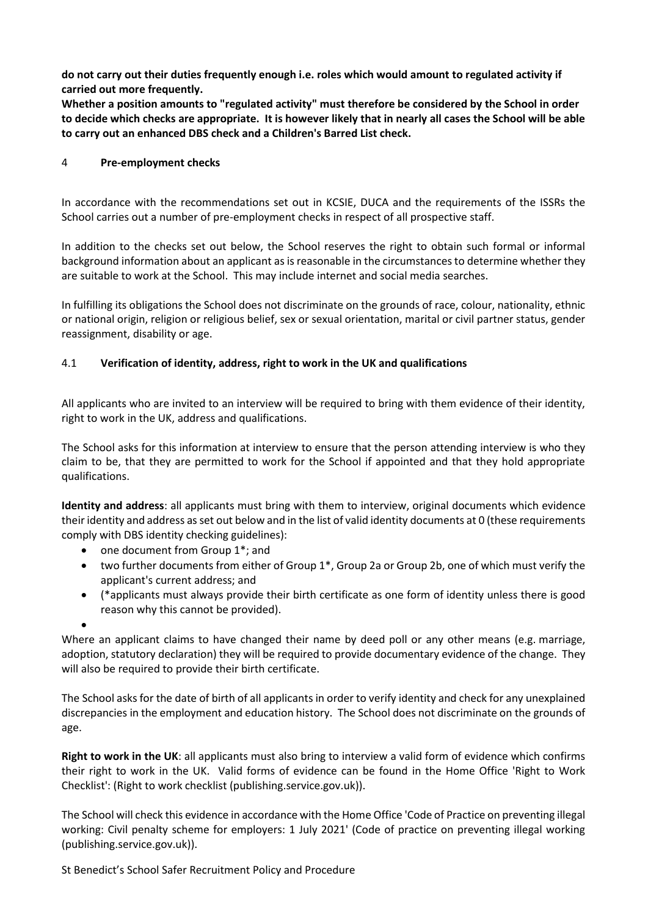**do not carry out their duties frequently enough i.e. roles which would amount to regulated activity if carried out more frequently.**

**Whether a position amounts to "regulated activity" must therefore be considered by the School in order to decide which checks are appropriate. It is however likely that in nearly all cases the School will be able to carry out an enhanced DBS check and a Children's Barred List check.**

## 4 Pre-employment checks

In accordance with the recommendations set out in KCSIE, DUCA and the requirements of the ISSRs the School carries out a number of pre-employment checks in respect of all prospective staff.

In addition to the checks set out below, the School reserves the right to obtain such formal or informal background information about an applicant as is reasonable in the circumstances to determine whether they are suitable to work at the School. This may include internet and social media searches.

In fulfilling its obligations the School does not discriminate on the grounds of race, colour, nationality, ethnic or national origin, religion or religious belief, sex or sexual orientation, marital or civil partner status, gender reassignment, disability or age.

### 4.1 Verification of identity, address, right to work in the UK and qualifications

All applicants who are invited to an interview will be required to bring with them evidence of their identity, right to work in the UK, address and qualifications.

The School asks for this information at interview to ensure that the person attending interview is who they claim to be, that they are permitted to work for the School if appointed and that they hold appropriate qualifications.

**Identity and address**: all applicants must bring with them to interview, original documents which evidence their identity and address as set out below and in the list of valid identity documents at 0 (these requirements comply with DBS identity checking guidelines):

- one document from Group 1*; and
- two further documents from either of Group 1*, Group 2a or Group 2b, one of which must verify the applicant's current address; and
- (*applicants must always provide their birth certificate as one form of identity unless there is good reason why this cannot be provided).

Where an applicant claims to have changed their name by deed poll or any other means (e.g. marriage, adoption, statutory declaration) they will be required to provide documentary evidence of the change. They will also be required to provide their birth certificate.

The School asks for the date of birth of all applicants in order to verify identity and check for any unexplained discrepancies in the employment and education history. The School does not discriminate on the grounds of age.

**Right to work in the UK**: all applicants must also bring to interview a valid form of evidence which confirms their right to work in the UK. Valid forms of evidence can be found in the Home Office 'Right to Work Checklist': (Right to work checklist (publishing.service.gov.uk)).

The School will check this evidence in accordance with the Home Office 'Code of Practice on preventing illegal working: Civil penalty scheme for employers: 1 July 2021' (Code of practice on preventing illegal working (publishing.service.gov.uk)).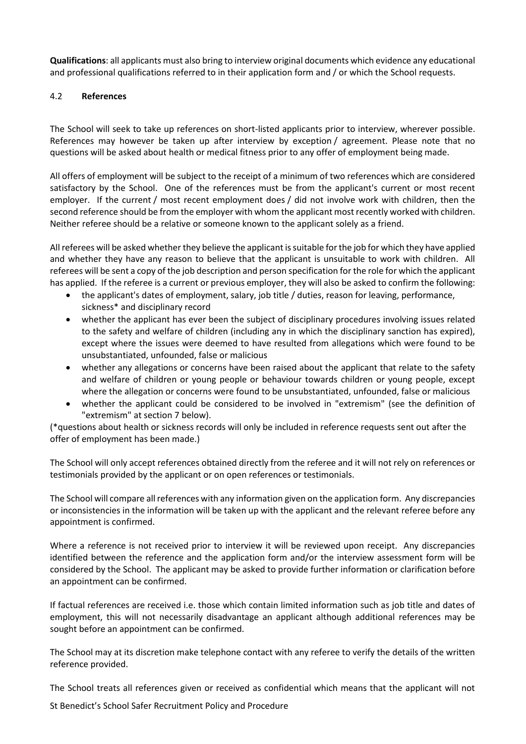**Qualifications**: all applicants must also bring to interview original documents which evidence any educational and professional qualifications referred to in their application form and / or which the School requests.

### 4.2 **References**

The School will seek to take up references on short-listed applicants prior to interview, wherever possible. References may however be taken up after interview by exception / agreement. Please note that no questions will be asked about health or medical fitness prior to any offer of employment being made.

All offers of employment will be subject to the receipt of a minimum of two references which are considered satisfactory by the School. One of the references must be from the applicant's current or most recent employer. If the current / most recent employment does / did not involve work with children, then the second reference should be from the employer with whom the applicant most recently worked with children. Neither referee should be a relative or someone known to the applicant solely as a friend.

All referees will be asked whether they believe the applicant is suitable for the job for which they have applied and whether they have any reason to believe that the applicant is unsuitable to work with children. All referees will be sent a copy of the job description and person specification for the role for which the applicant has applied. If the referee is a current or previous employer, they will also be asked to confirm the following:

- the applicant's dates of employment, salary, job title / duties, reason for leaving, performance, sickness* and disciplinary record
- whether the applicant has ever been the subject of disciplinary procedures involving issues related to the safety and welfare of children (including any in which the disciplinary sanction has expired), except where the issues were deemed to have resulted from allegations which were found to be unsubstantiated, unfounded, false or malicious
- whether any allegations or concerns have been raised about the applicant that relate to the safety and welfare of children or young people or behaviour towards children or young people, except where the allegation or concerns were found to be unsubstantiated, unfounded, false or malicious
- whether the applicant could be considered to be involved in "extremism" (see the definition of "extremism" at section 7 below).

(*questions about health or sickness records will only be included in reference requests sent out after the offer of employment has been made.)

The School will only accept references obtained directly from the referee and it will not rely on references or testimonials provided by the applicant or on open references or testimonials.

The School will compare all references with any information given on the application form. Any discrepancies or inconsistencies in the information will be taken up with the applicant and the relevant referee before any appointment is confirmed.

Where a reference is not received prior to interview it will be reviewed upon receipt. Any discrepancies identified between the reference and the application form and/or the interview assessment form will be considered by the School. The applicant may be asked to provide further information or clarification before an appointment can be confirmed.

If factual references are received i.e. those which contain limited information such as job title and dates of employment, this will not necessarily disadvantage an applicant although additional references may be sought before an appointment can be confirmed.

The School may at its discretion make telephone contact with any referee to verify the details of the written reference provided.

The School treats all references given or received as confidential which means that the applicant will not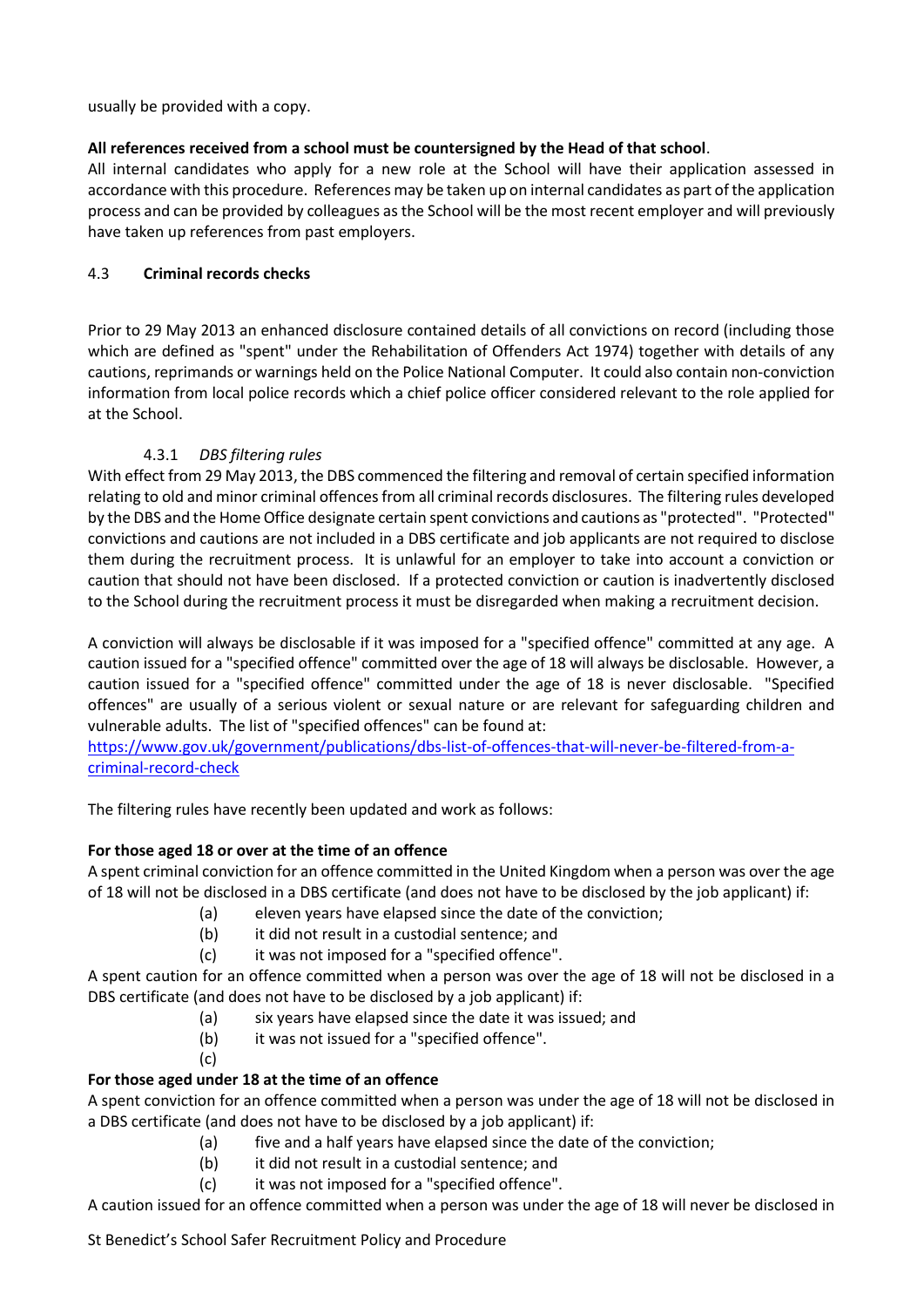usually be provided with a copy.

**All references received from a school must be countersigned by the Head of that school**.

All internal candidates who apply for a new role at the School will have their application assessed in accordance with this procedure. References may be taken up on internal candidates as part of the application process and can be provided by colleagues as the School will be the most recent employer and will previously have taken up references from past employers.

### 4.3 Criminal records checks

Prior to 29 May 2013 an enhanced disclosure contained details of all convictions on record (including those which are defined as "spent" under the Rehabilitation of Offenders Act 1974) together with details of any cautions, reprimands or warnings held on the Police National Computer. It could also contain non-conviction information from local police records which a chief police officer considered relevant to the role applied for at the School.

#### 4.3.1 *DBS filtering rules*

With effect from 29 May 2013, the DBS commenced the filtering and removal of certain specified information relating to old and minor criminal offences from all criminal records disclosures. The filtering rules developed by the DBS and the Home Office designate certain spent convictions and cautions as "protected". "Protected" convictions and cautions are not included in a DBS certificate and job applicants are not required to disclose them during the recruitment process. It is unlawful for an employer to take into account a conviction or caution that should not have been disclosed. If a protected conviction or caution is inadvertently disclosed to the School during the recruitment process it must be disregarded when making a recruitment decision.

A conviction will always be disclosable if it was imposed for a "specified offence" committed at any age. A caution issued for a "specified offence" committed over the age of 18 will always be disclosable. However, a caution issued for a "specified offence" committed under the age of 18 is never disclosable. "Specified offences" are usually of a serious violent or sexual nature or are relevant for safeguarding children and vulnerable adults. The list of "specified offences" can be found at:
https://www.gov.uk/government/publications/dbs-list-of-offences-that-will-never-be-filtered-from-a-criminal-record-check

The filtering rules have recently been updated and work as follows:

**For those aged 18 or over at the time of an offence**

A spent criminal conviction for an offence committed in the United Kingdom when a person was over the age of 18 will not be disclosed in a DBS certificate (and does not have to be disclosed by the job applicant) if:

- (a) eleven years have elapsed since the date of the conviction;
- (b) it did not result in a custodial sentence; and
- (c) it was not imposed for a "specified offence".

A spent caution for an offence committed when a person was over the age of 18 will not be disclosed in a DBS certificate (and does not have to be disclosed by a job applicant) if:

- (a) six years have elapsed since the date it was issued; and
- (b) it was not issued for a "specified offence".
- (c)

**For those aged under 18 at the time of an offence**

A spent conviction for an offence committed when a person was under the age of 18 will not be disclosed in a DBS certificate (and does not have to be disclosed by a job applicant) if:

- (a) five and a half years have elapsed since the date of the conviction;
- (b) it did not result in a custodial sentence; and
- (c) it was not imposed for a "specified offence".

A caution issued for an offence committed when a person was under the age of 18 will never be disclosed in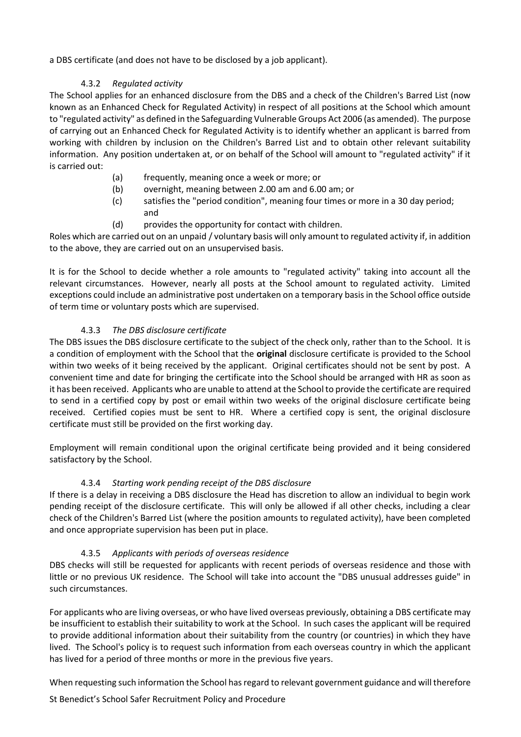a DBS certificate (and does not have to be disclosed by a job applicant).

#### 4.3.2 *Regulated activity*

The School applies for an enhanced disclosure from the DBS and a check of the Children's Barred List (now known as an Enhanced Check for Regulated Activity) in respect of all positions at the School which amount to "regulated activity" as defined in the Safeguarding Vulnerable Groups Act 2006 (as amended). The purpose of carrying out an Enhanced Check for Regulated Activity is to identify whether an applicant is barred from working with children by inclusion on the Children's Barred List and to obtain other relevant suitability information. Any position undertaken at, or on behalf of the School will amount to "regulated activity" if it is carried out:

(a) frequently, meaning once a week or more; or
(b) overnight, meaning between 2.00 am and 6.00 am; or
(c) satisfies the "period condition", meaning four times or more in a 30 day period; and
(d) provides the opportunity for contact with children.

Roles which are carried out on an unpaid / voluntary basis will only amount to regulated activity if, in addition to the above, they are carried out on an unsupervised basis.

It is for the School to decide whether a role amounts to "regulated activity" taking into account all the relevant circumstances. However, nearly all posts at the School amount to regulated activity. Limited exceptions could include an administrative post undertaken on a temporary basis in the School office outside of term time or voluntary posts which are supervised.

#### 4.3.3 *The DBS disclosure certificate*

The DBS issues the DBS disclosure certificate to the subject of the check only, rather than to the School. It is a condition of employment with the School that the **original** disclosure certificate is provided to the School within two weeks of it being received by the applicant. Original certificates should not be sent by post. A convenient time and date for bringing the certificate into the School should be arranged with HR as soon as it has been received. Applicants who are unable to attend at the School to provide the certificate are required to send in a certified copy by post or email within two weeks of the original disclosure certificate being received. Certified copies must be sent to HR. Where a certified copy is sent, the original disclosure certificate must still be provided on the first working day.

Employment will remain conditional upon the original certificate being provided and it being considered satisfactory by the School.

#### 4.3.4 *Starting work pending receipt of the DBS disclosure*

If there is a delay in receiving a DBS disclosure the Head has discretion to allow an individual to begin work pending receipt of the disclosure certificate. This will only be allowed if all other checks, including a clear check of the Children's Barred List (where the position amounts to regulated activity), have been completed and once appropriate supervision has been put in place.

#### 4.3.5 *Applicants with periods of overseas residence*

DBS checks will still be requested for applicants with recent periods of overseas residence and those with little or no previous UK residence. The School will take into account the "DBS unusual addresses guide" in such circumstances.

For applicants who are living overseas, or who have lived overseas previously, obtaining a DBS certificate may be insufficient to establish their suitability to work at the School. In such cases the applicant will be required to provide additional information about their suitability from the country (or countries) in which they have lived. The School's policy is to request such information from each overseas country in which the applicant has lived for a period of three months or more in the previous five years.

When requesting such information the School has regard to relevant government guidance and will therefore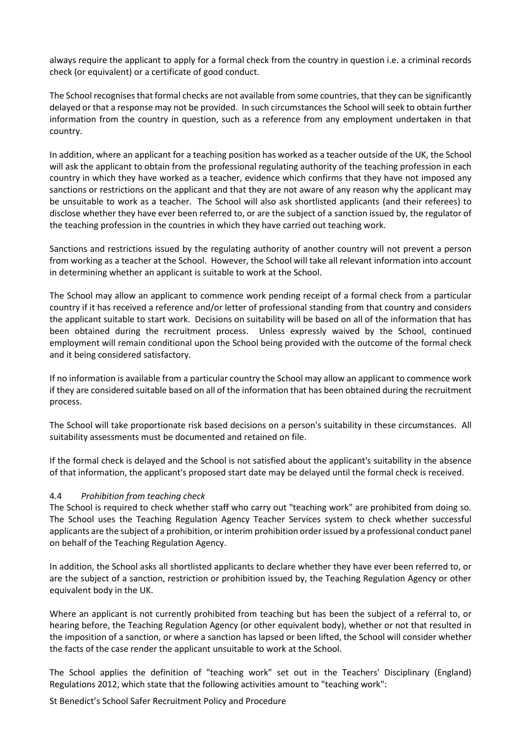always require the applicant to apply for a formal check from the country in question i.e. a criminal records check (or equivalent) or a certificate of good conduct.

The School recognises that formal checks are not available from some countries, that they can be significantly delayed or that a response may not be provided. In such circumstances the School will seek to obtain further information from the country in question, such as a reference from any employment undertaken in that country.

In addition, where an applicant for a teaching position has worked as a teacher outside of the UK, the School will ask the applicant to obtain from the professional regulating authority of the teaching profession in each country in which they have worked as a teacher, evidence which confirms that they have not imposed any sanctions or restrictions on the applicant and that they are not aware of any reason why the applicant may be unsuitable to work as a teacher. The School will also ask shortlisted applicants (and their referees) to disclose whether they have ever been referred to, or are the subject of a sanction issued by, the regulator of the teaching profession in the countries in which they have carried out teaching work.

Sanctions and restrictions issued by the regulating authority of another country will not prevent a person from working as a teacher at the School. However, the School will take all relevant information into account in determining whether an applicant is suitable to work at the School.

The School may allow an applicant to commence work pending receipt of a formal check from a particular country if it has received a reference and/or letter of professional standing from that country and considers the applicant suitable to start work. Decisions on suitability will be based on all of the information that has been obtained during the recruitment process. Unless expressly waived by the School, continued employment will remain conditional upon the School being provided with the outcome of the formal check and it being considered satisfactory.

If no information is available from a particular country the School may allow an applicant to commence work if they are considered suitable based on all of the information that has been obtained during the recruitment process.

The School will take proportionate risk based decisions on a person's suitability in these circumstances. All suitability assessments must be documented and retained on file.

If the formal check is delayed and the School is not satisfied about the applicant's suitability in the absence of that information, the applicant's proposed start date may be delayed until the formal check is received.

4.4 *Prohibition from teaching check*

The School is required to check whether staff who carry out "teaching work" are prohibited from doing so. The School uses the Teaching Regulation Agency Teacher Services system to check whether successful applicants are the subject of a prohibition, or interim prohibition order issued by a professional conduct panel on behalf of the Teaching Regulation Agency.

In addition, the School asks all shortlisted applicants to declare whether they have ever been referred to, or are the subject of a sanction, restriction or prohibition issued by, the Teaching Regulation Agency or other equivalent body in the UK.

Where an applicant is not currently prohibited from teaching but has been the subject of a referral to, or hearing before, the Teaching Regulation Agency (or other equivalent body), whether or not that resulted in the imposition of a sanction, or where a sanction has lapsed or been lifted, the School will consider whether the facts of the case render the applicant unsuitable to work at the School.

The School applies the definition of "teaching work" set out in the Teachers' Disciplinary (England) Regulations 2012, which state that the following activities amount to "teaching work":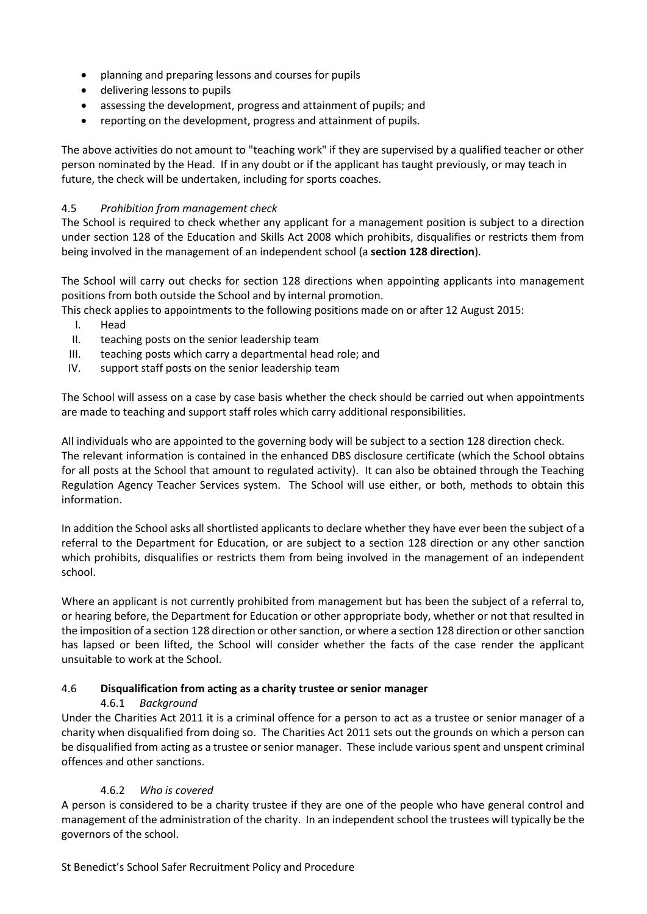- planning and preparing lessons and courses for pupils
- delivering lessons to pupils
- assessing the development, progress and attainment of pupils; and
- reporting on the development, progress and attainment of pupils.

The above activities do not amount to "teaching work" if they are supervised by a qualified teacher or other person nominated by the Head. If in any doubt or if the applicant has taught previously, or may teach in future, the check will be undertaken, including for sports coaches.

4.5 *Prohibition from management check*

The School is required to check whether any applicant for a management position is subject to a direction under section 128 of the Education and Skills Act 2008 which prohibits, disqualifies or restricts them from being involved in the management of an independent school (a **section 128 direction**).

The School will carry out checks for section 128 directions when appointing applicants into management positions from both outside the School and by internal promotion.

This check applies to appointments to the following positions made on or after 12 August 2015:

I. Head
II. teaching posts on the senior leadership team
III. teaching posts which carry a departmental head role; and
IV. support staff posts on the senior leadership team

The School will assess on a case by case basis whether the check should be carried out when appointments are made to teaching and support staff roles which carry additional responsibilities.

All individuals who are appointed to the governing body will be subject to a section 128 direction check. The relevant information is contained in the enhanced DBS disclosure certificate (which the School obtains for all posts at the School that amount to regulated activity). It can also be obtained through the Teaching Regulation Agency Teacher Services system. The School will use either, or both, methods to obtain this information.

In addition the School asks all shortlisted applicants to declare whether they have ever been the subject of a referral to the Department for Education, or are subject to a section 128 direction or any other sanction which prohibits, disqualifies or restricts them from being involved in the management of an independent school.

Where an applicant is not currently prohibited from management but has been the subject of a referral to, or hearing before, the Department for Education or other appropriate body, whether or not that resulted in the imposition of a section 128 direction or other sanction, or where a section 128 direction or other sanction has lapsed or been lifted, the School will consider whether the facts of the case render the applicant unsuitable to work at the School.

4.6 **Disqualification from acting as a charity trustee or senior manager**

4.6.1 *Background*

Under the Charities Act 2011 it is a criminal offence for a person to act as a trustee or senior manager of a charity when disqualified from doing so. The Charities Act 2011 sets out the grounds on which a person can be disqualified from acting as a trustee or senior manager. These include various spent and unspent criminal offences and other sanctions.

4.6.2 *Who is covered*

A person is considered to be a charity trustee if they are one of the people who have general control and management of the administration of the charity. In an independent school the trustees will typically be the governors of the school.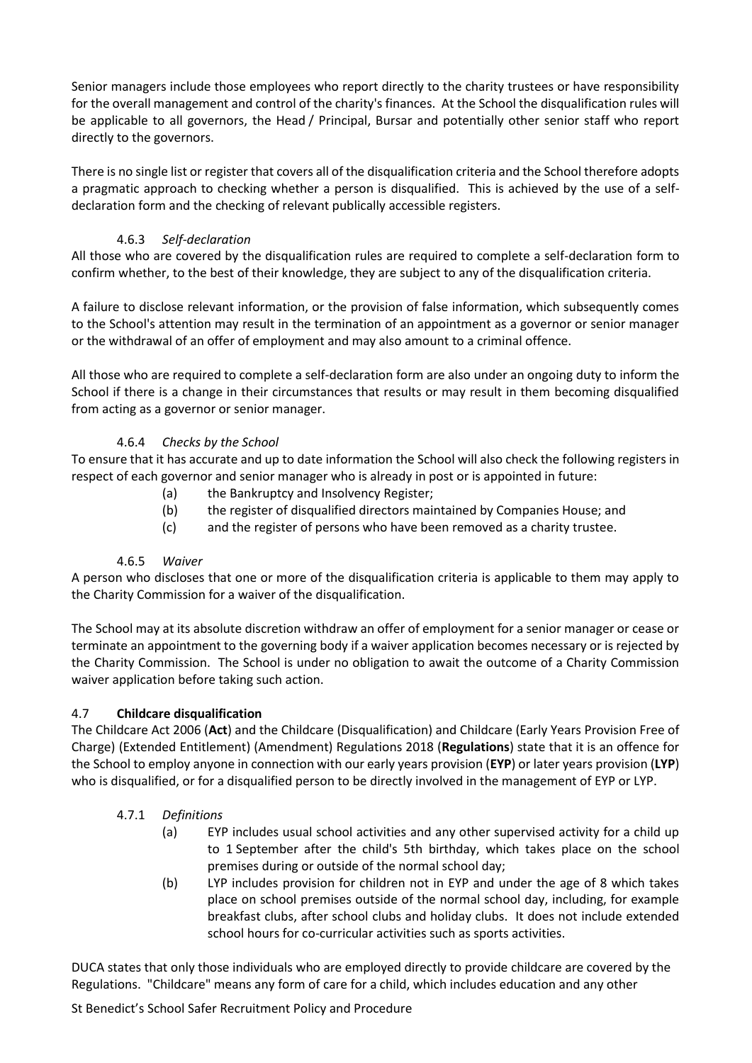Senior managers include those employees who report directly to the charity trustees or have responsibility for the overall management and control of the charity's finances. At the School the disqualification rules will be applicable to all governors, the Head / Principal, Bursar and potentially other senior staff who report directly to the governors.

There is no single list or register that covers all of the disqualification criteria and the School therefore adopts a pragmatic approach to checking whether a person is disqualified. This is achieved by the use of a self-declaration form and the checking of relevant publically accessible registers.

#### 4.6.3 *Self-declaration*

All those who are covered by the disqualification rules are required to complete a self-declaration form to confirm whether, to the best of their knowledge, they are subject to any of the disqualification criteria.

A failure to disclose relevant information, or the provision of false information, which subsequently comes to the School's attention may result in the termination of an appointment as a governor or senior manager or the withdrawal of an offer of employment and may also amount to a criminal offence.

All those who are required to complete a self-declaration form are also under an ongoing duty to inform the School if there is a change in their circumstances that results or may result in them becoming disqualified from acting as a governor or senior manager.

#### 4.6.4 *Checks by the School*

To ensure that it has accurate and up to date information the School will also check the following registers in respect of each governor and senior manager who is already in post or is appointed in future:

(a) the Bankruptcy and Insolvency Register;

(b) the register of disqualified directors maintained by Companies House; and

(c) and the register of persons who have been removed as a charity trustee.

#### 4.6.5 *Waiver*

A person who discloses that one or more of the disqualification criteria is applicable to them may apply to the Charity Commission for a waiver of the disqualification.

The School may at its absolute discretion withdraw an offer of employment for a senior manager or cease or terminate an appointment to the governing body if a waiver application becomes necessary or is rejected by the Charity Commission. The School is under no obligation to await the outcome of a Charity Commission waiver application before taking such action.

### 4.7 **Childcare disqualification**

The Childcare Act 2006 (**Act**) and the Childcare (Disqualification) and Childcare (Early Years Provision Free of Charge) (Extended Entitlement) (Amendment) Regulations 2018 (**Regulations**) state that it is an offence for the School to employ anyone in connection with our early years provision (**EYP**) or later years provision (**LYP**) who is disqualified, or for a disqualified person to be directly involved in the management of EYP or LYP.

#### 4.7.1 *Definitions*

(a) EYP includes usual school activities and any other supervised activity for a child up to 1 September after the child's 5th birthday, which takes place on the school premises during or outside of the normal school day;

(b) LYP includes provision for children not in EYP and under the age of 8 which takes place on school premises outside of the normal school day, including, for example breakfast clubs, after school clubs and holiday clubs. It does not include extended school hours for co-curricular activities such as sports activities.

DUCA states that only those individuals who are employed directly to provide childcare are covered by the Regulations. "Childcare" means any form of care for a child, which includes education and any other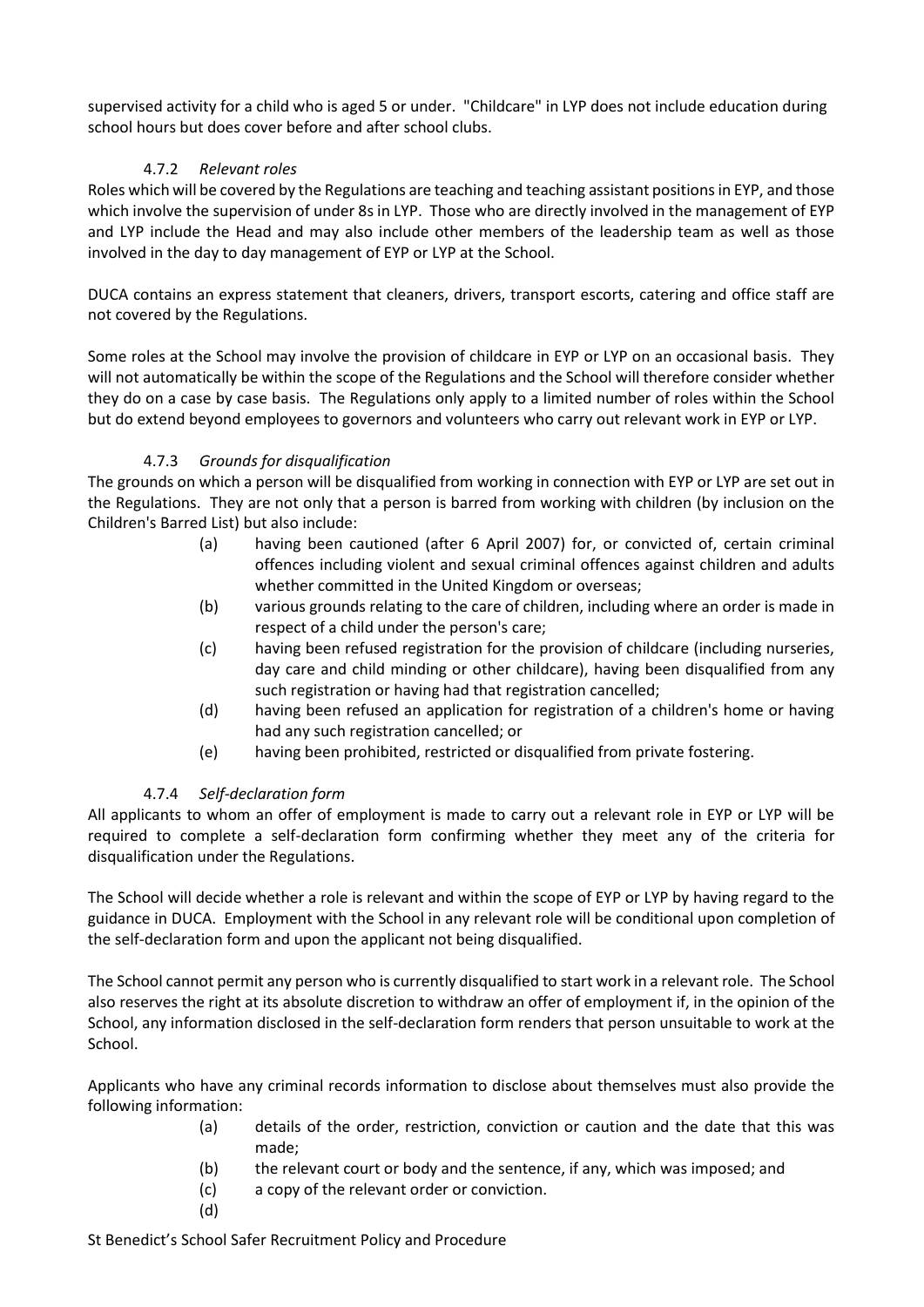supervised activity for a child who is aged 5 or under. "Childcare" in LYP does not include education during school hours but does cover before and after school clubs.

#### 4.7.2 *Relevant roles*

Roles which will be covered by the Regulations are teaching and teaching assistant positions in EYP, and those which involve the supervision of under 8s in LYP. Those who are directly involved in the management of EYP and LYP include the Head and may also include other members of the leadership team as well as those involved in the day to day management of EYP or LYP at the School.

DUCA contains an express statement that cleaners, drivers, transport escorts, catering and office staff are not covered by the Regulations.

Some roles at the School may involve the provision of childcare in EYP or LYP on an occasional basis. They will not automatically be within the scope of the Regulations and the School will therefore consider whether they do on a case by case basis. The Regulations only apply to a limited number of roles within the School but do extend beyond employees to governors and volunteers who carry out relevant work in EYP or LYP.

#### 4.7.3 *Grounds for disqualification*

The grounds on which a person will be disqualified from working in connection with EYP or LYP are set out in the Regulations. They are not only that a person is barred from working with children (by inclusion on the Children's Barred List) but also include:

(a) having been cautioned (after 6 April 2007) for, or convicted of, certain criminal offences including violent and sexual criminal offences against children and adults whether committed in the United Kingdom or overseas;

(b) various grounds relating to the care of children, including where an order is made in respect of a child under the person's care;

(c) having been refused registration for the provision of childcare (including nurseries, day care and child minding or other childcare), having been disqualified from any such registration or having had that registration cancelled;

(d) having been refused an application for registration of a children's home or having had any such registration cancelled; or

(e) having been prohibited, restricted or disqualified from private fostering.

#### 4.7.4 *Self-declaration form*

All applicants to whom an offer of employment is made to carry out a relevant role in EYP or LYP will be required to complete a self-declaration form confirming whether they meet any of the criteria for disqualification under the Regulations.

The School will decide whether a role is relevant and within the scope of EYP or LYP by having regard to the guidance in DUCA. Employment with the School in any relevant role will be conditional upon completion of the self-declaration form and upon the applicant not being disqualified.

The School cannot permit any person who is currently disqualified to start work in a relevant role. The School also reserves the right at its absolute discretion to withdraw an offer of employment if, in the opinion of the School, any information disclosed in the self-declaration form renders that person unsuitable to work at the School.

Applicants who have any criminal records information to disclose about themselves must also provide the following information:

(a) details of the order, restriction, conviction or caution and the date that this was made;

(b) the relevant court or body and the sentence, if any, which was imposed; and

(c) a copy of the relevant order or conviction.

(d)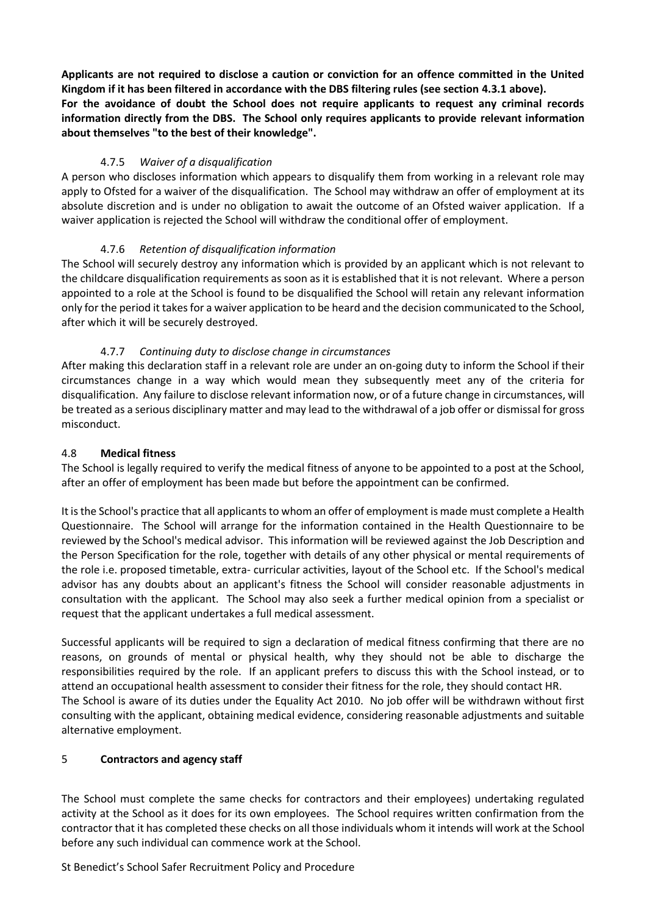**Applicants are not required to disclose a caution or conviction for an offence committed in the United Kingdom if it has been filtered in accordance with the DBS filtering rules (see section 4.3.1 above).**
**For the avoidance of doubt the School does not require applicants to request any criminal records information directly from the DBS. The School only requires applicants to provide relevant information about themselves "to the best of their knowledge".**

#### 4.7.5 *Waiver of a disqualification*

A person who discloses information which appears to disqualify them from working in a relevant role may apply to Ofsted for a waiver of the disqualification. The School may withdraw an offer of employment at its absolute discretion and is under no obligation to await the outcome of an Ofsted waiver application. If a waiver application is rejected the School will withdraw the conditional offer of employment.

#### 4.7.6 *Retention of disqualification information*

The School will securely destroy any information which is provided by an applicant which is not relevant to the childcare disqualification requirements as soon as it is established that it is not relevant. Where a person appointed to a role at the School is found to be disqualified the School will retain any relevant information only for the period it takes for a waiver application to be heard and the decision communicated to the School, after which it will be securely destroyed.

#### 4.7.7 *Continuing duty to disclose change in circumstances*

After making this declaration staff in a relevant role are under an on-going duty to inform the School if their circumstances change in a way which would mean they subsequently meet any of the criteria for disqualification. Any failure to disclose relevant information now, or of a future change in circumstances, will be treated as a serious disciplinary matter and may lead to the withdrawal of a job offer or dismissal for gross misconduct.

### 4.8 **Medical fitness**

The School is legally required to verify the medical fitness of anyone to be appointed to a post at the School, after an offer of employment has been made but before the appointment can be confirmed.

It is the School's practice that all applicants to whom an offer of employment is made must complete a Health Questionnaire. The School will arrange for the information contained in the Health Questionnaire to be reviewed by the School's medical advisor. This information will be reviewed against the Job Description and the Person Specification for the role, together with details of any other physical or mental requirements of the role i.e. proposed timetable, extra- curricular activities, layout of the School etc. If the School's medical advisor has any doubts about an applicant's fitness the School will consider reasonable adjustments in consultation with the applicant. The School may also seek a further medical opinion from a specialist or request that the applicant undertakes a full medical assessment.

Successful applicants will be required to sign a declaration of medical fitness confirming that there are no reasons, on grounds of mental or physical health, why they should not be able to discharge the responsibilities required by the role. If an applicant prefers to discuss this with the School instead, or to attend an occupational health assessment to consider their fitness for the role, they should contact HR.
The School is aware of its duties under the Equality Act 2010. No job offer will be withdrawn without first consulting with the applicant, obtaining medical evidence, considering reasonable adjustments and suitable alternative employment.

## 5 **Contractors and agency staff**

The School must complete the same checks for contractors and their employees) undertaking regulated activity at the School as it does for its own employees. The School requires written confirmation from the contractor that it has completed these checks on all those individuals whom it intends will work at the School before any such individual can commence work at the School.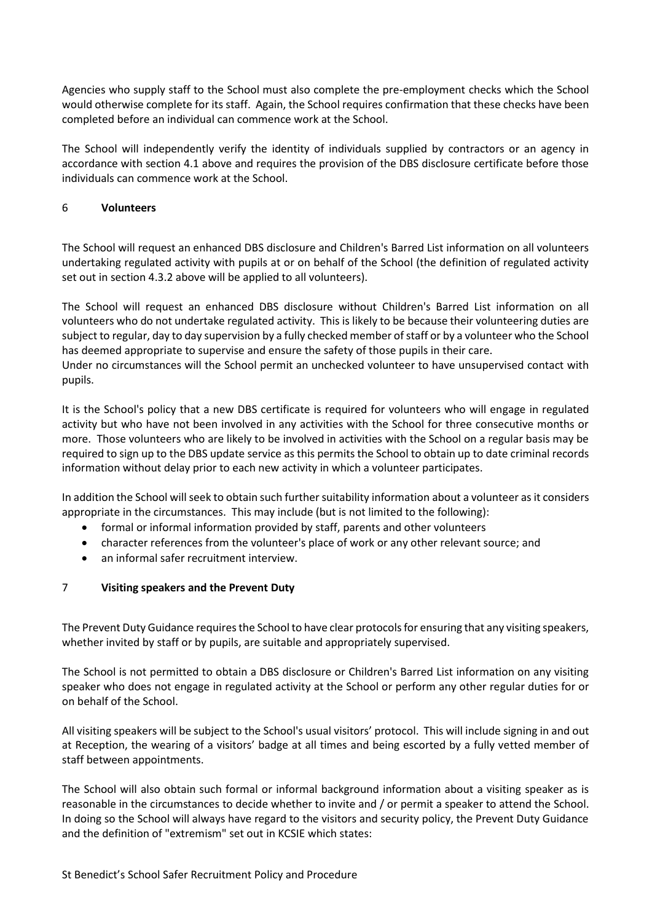Agencies who supply staff to the School must also complete the pre-employment checks which the School would otherwise complete for its staff. Again, the School requires confirmation that these checks have been completed before an individual can commence work at the School.

The School will independently verify the identity of individuals supplied by contractors or an agency in accordance with section 4.1 above and requires the provision of the DBS disclosure certificate before those individuals can commence work at the School.

## 6 Volunteers

The School will request an enhanced DBS disclosure and Children's Barred List information on all volunteers undertaking regulated activity with pupils at or on behalf of the School (the definition of regulated activity set out in section 4.3.2 above will be applied to all volunteers).

The School will request an enhanced DBS disclosure without Children's Barred List information on all volunteers who do not undertake regulated activity. This is likely to be because their volunteering duties are subject to regular, day to day supervision by a fully checked member of staff or by a volunteer who the School has deemed appropriate to supervise and ensure the safety of those pupils in their care.
Under no circumstances will the School permit an unchecked volunteer to have unsupervised contact with pupils.

It is the School's policy that a new DBS certificate is required for volunteers who will engage in regulated activity but who have not been involved in any activities with the School for three consecutive months or more. Those volunteers who are likely to be involved in activities with the School on a regular basis may be required to sign up to the DBS update service as this permits the School to obtain up to date criminal records information without delay prior to each new activity in which a volunteer participates.

In addition the School will seek to obtain such further suitability information about a volunteer as it considers appropriate in the circumstances. This may include (but is not limited to the following):

- formal or informal information provided by staff, parents and other volunteers
- character references from the volunteer's place of work or any other relevant source; and
- an informal safer recruitment interview.

## 7 Visiting speakers and the Prevent Duty

The Prevent Duty Guidance requires the School to have clear protocols for ensuring that any visiting speakers, whether invited by staff or by pupils, are suitable and appropriately supervised.

The School is not permitted to obtain a DBS disclosure or Children's Barred List information on any visiting speaker who does not engage in regulated activity at the School or perform any other regular duties for or on behalf of the School.

All visiting speakers will be subject to the School's usual visitors' protocol. This will include signing in and out at Reception, the wearing of a visitors' badge at all times and being escorted by a fully vetted member of staff between appointments.

The School will also obtain such formal or informal background information about a visiting speaker as is reasonable in the circumstances to decide whether to invite and / or permit a speaker to attend the School. In doing so the School will always have regard to the visitors and security policy, the Prevent Duty Guidance and the definition of "extremism" set out in KCSIE which states: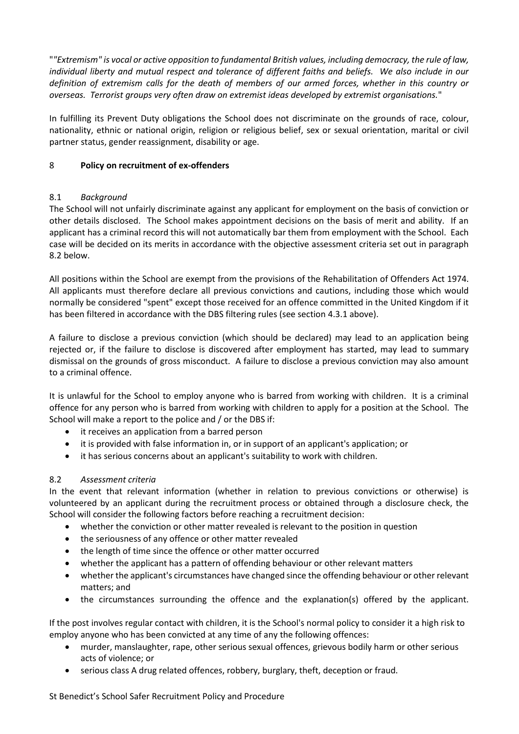"*"Extremism" is vocal or active opposition to fundamental British values, including democracy, the rule of law, individual liberty and mutual respect and tolerance of different faiths and beliefs. We also include in our definition of extremism calls for the death of members of our armed forces, whether in this country or overseas. Terrorist groups very often draw on extremist ideas developed by extremist organisations.*"

In fulfilling its Prevent Duty obligations the School does not discriminate on the grounds of race, colour, nationality, ethnic or national origin, religion or religious belief, sex or sexual orientation, marital or civil partner status, gender reassignment, disability or age.

## 8 **Policy on recruitment of ex-offenders**

### 8.1 *Background*

The School will not unfairly discriminate against any applicant for employment on the basis of conviction or other details disclosed. The School makes appointment decisions on the basis of merit and ability. If an applicant has a criminal record this will not automatically bar them from employment with the School. Each case will be decided on its merits in accordance with the objective assessment criteria set out in paragraph 8.2 below.

All positions within the School are exempt from the provisions of the Rehabilitation of Offenders Act 1974. All applicants must therefore declare all previous convictions and cautions, including those which would normally be considered "spent" except those received for an offence committed in the United Kingdom if it has been filtered in accordance with the DBS filtering rules (see section 4.3.1 above).

A failure to disclose a previous conviction (which should be declared) may lead to an application being rejected or, if the failure to disclose is discovered after employment has started, may lead to summary dismissal on the grounds of gross misconduct. A failure to disclose a previous conviction may also amount to a criminal offence.

It is unlawful for the School to employ anyone who is barred from working with children. It is a criminal offence for any person who is barred from working with children to apply for a position at the School. The School will make a report to the police and / or the DBS if:

- it receives an application from a barred person
- it is provided with false information in, or in support of an applicant's application; or
- it has serious concerns about an applicant's suitability to work with children.

### 8.2 *Assessment criteria*

In the event that relevant information (whether in relation to previous convictions or otherwise) is volunteered by an applicant during the recruitment process or obtained through a disclosure check, the School will consider the following factors before reaching a recruitment decision:

- whether the conviction or other matter revealed is relevant to the position in question
- the seriousness of any offence or other matter revealed
- the length of time since the offence or other matter occurred
- whether the applicant has a pattern of offending behaviour or other relevant matters
- whether the applicant's circumstances have changed since the offending behaviour or other relevant matters; and
- the circumstances surrounding the offence and the explanation(s) offered by the applicant.

If the post involves regular contact with children, it is the School's normal policy to consider it a high risk to employ anyone who has been convicted at any time of any the following offences:

- murder, manslaughter, rape, other serious sexual offences, grievous bodily harm or other serious acts of violence; or
- serious class A drug related offences, robbery, burglary, theft, deception or fraud.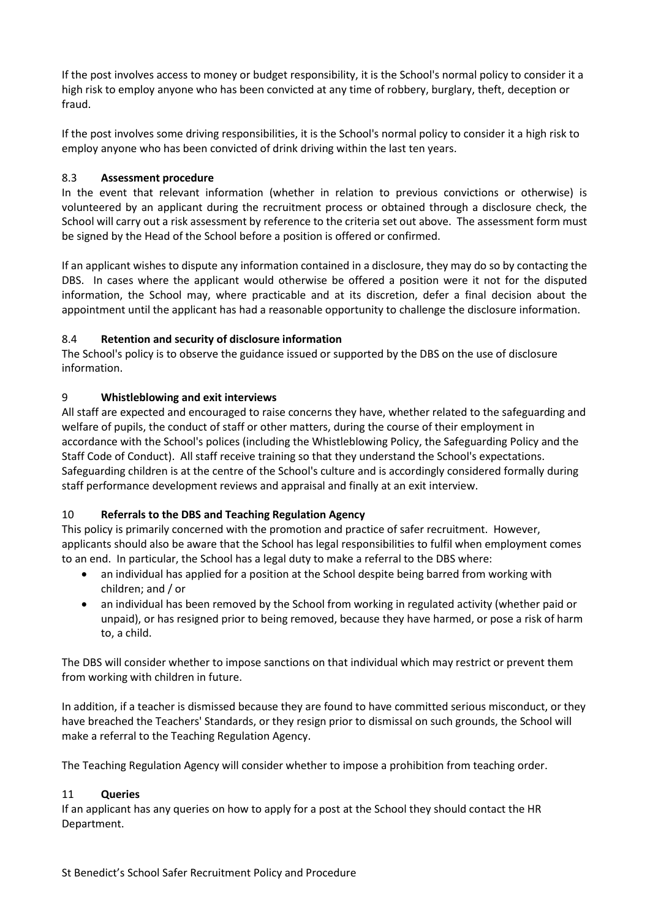If the post involves access to money or budget responsibility, it is the School's normal policy to consider it a high risk to employ anyone who has been convicted at any time of robbery, burglary, theft, deception or fraud.

If the post involves some driving responsibilities, it is the School's normal policy to consider it a high risk to employ anyone who has been convicted of drink driving within the last ten years.

### 8.3 Assessment procedure

In the event that relevant information (whether in relation to previous convictions or otherwise) is volunteered by an applicant during the recruitment process or obtained through a disclosure check, the School will carry out a risk assessment by reference to the criteria set out above. The assessment form must be signed by the Head of the School before a position is offered or confirmed.

If an applicant wishes to dispute any information contained in a disclosure, they may do so by contacting the DBS. In cases where the applicant would otherwise be offered a position were it not for the disputed information, the School may, where practicable and at its discretion, defer a final decision about the appointment until the applicant has had a reasonable opportunity to challenge the disclosure information.

### 8.4 Retention and security of disclosure information

The School's policy is to observe the guidance issued or supported by the DBS on the use of disclosure information.

## 9 Whistleblowing and exit interviews

All staff are expected and encouraged to raise concerns they have, whether related to the safeguarding and welfare of pupils, the conduct of staff or other matters, during the course of their employment in accordance with the School's polices (including the Whistleblowing Policy, the Safeguarding Policy and the Staff Code of Conduct). All staff receive training so that they understand the School's expectations. Safeguarding children is at the centre of the School's culture and is accordingly considered formally during staff performance development reviews and appraisal and finally at an exit interview.

## 10 Referrals to the DBS and Teaching Regulation Agency

This policy is primarily concerned with the promotion and practice of safer recruitment. However, applicants should also be aware that the School has legal responsibilities to fulfil when employment comes to an end. In particular, the School has a legal duty to make a referral to the DBS where:

- an individual has applied for a position at the School despite being barred from working with children; and / or
- an individual has been removed by the School from working in regulated activity (whether paid or unpaid), or has resigned prior to being removed, because they have harmed, or pose a risk of harm to, a child.

The DBS will consider whether to impose sanctions on that individual which may restrict or prevent them from working with children in future.

In addition, if a teacher is dismissed because they are found to have committed serious misconduct, or they have breached the Teachers' Standards, or they resign prior to dismissal on such grounds, the School will make a referral to the Teaching Regulation Agency.

The Teaching Regulation Agency will consider whether to impose a prohibition from teaching order.

## 11 Queries

If an applicant has any queries on how to apply for a post at the School they should contact the HR Department.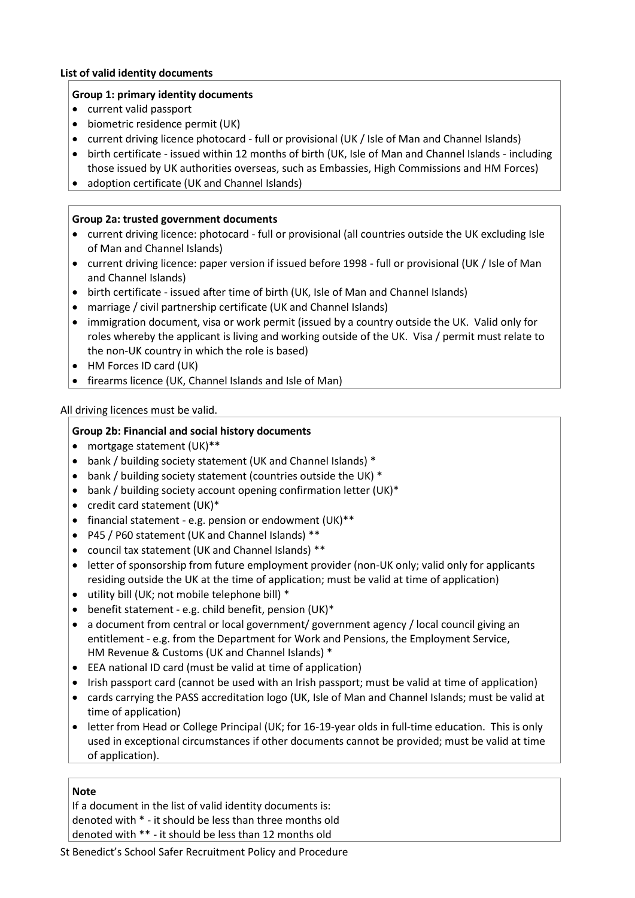**List of valid identity documents**

**Group 1: primary identity documents**

- current valid passport
- biometric residence permit (UK)
- current driving licence photocard - full or provisional (UK / Isle of Man and Channel Islands)
- birth certificate - issued within 12 months of birth (UK, Isle of Man and Channel Islands - including those issued by UK authorities overseas, such as Embassies, High Commissions and HM Forces)
- adoption certificate (UK and Channel Islands)

**Group 2a: trusted government documents**

- current driving licence: photocard - full or provisional (all countries outside the UK excluding Isle of Man and Channel Islands)
- current driving licence: paper version if issued before 1998 - full or provisional (UK / Isle of Man and Channel Islands)
- birth certificate - issued after time of birth (UK, Isle of Man and Channel Islands)
- marriage / civil partnership certificate (UK and Channel Islands)
- immigration document, visa or work permit (issued by a country outside the UK. Valid only for roles whereby the applicant is living and working outside of the UK. Visa / permit must relate to the non-UK country in which the role is based)
- HM Forces ID card (UK)
- firearms licence (UK, Channel Islands and Isle of Man)

All driving licences must be valid.

**Group 2b: Financial and social history documents**

- mortgage statement (UK)**
- bank / building society statement (UK and Channel Islands) *
- bank / building society statement (countries outside the UK) *
- bank / building society account opening confirmation letter (UK)*
- credit card statement (UK)*
- financial statement - e.g. pension or endowment (UK)**
- P45 / P60 statement (UK and Channel Islands) **
- council tax statement (UK and Channel Islands) **
- letter of sponsorship from future employment provider (non-UK only; valid only for applicants residing outside the UK at the time of application; must be valid at time of application)
- utility bill (UK; not mobile telephone bill) *
- benefit statement - e.g. child benefit, pension (UK)*
- a document from central or local government/ government agency / local council giving an entitlement - e.g. from the Department for Work and Pensions, the Employment Service, HM Revenue & Customs (UK and Channel Islands) *
- EEA national ID card (must be valid at time of application)
- Irish passport card (cannot be used with an Irish passport; must be valid at time of application)
- cards carrying the PASS accreditation logo (UK, Isle of Man and Channel Islands; must be valid at time of application)
- letter from Head or College Principal (UK; for 16-19-year olds in full-time education. This is only used in exceptional circumstances if other documents cannot be provided; must be valid at time of application).

**Note**

If a document in the list of valid identity documents is:
denoted with * - it should be less than three months old
denoted with ** - it should be less than 12 months old